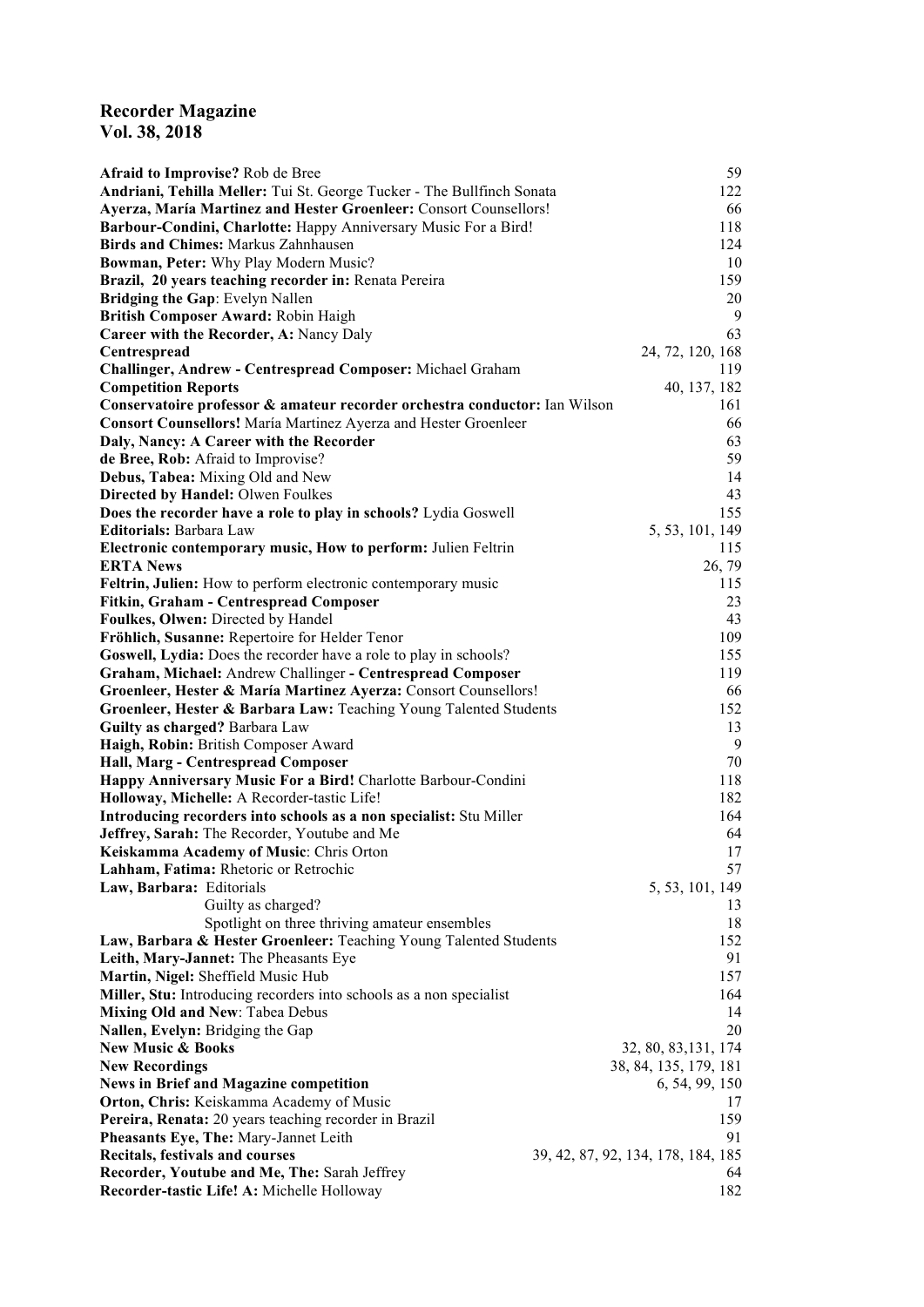# Recorder Magazine
## Vol. 38, 2018

| Entry | Page(s) |
|---|---|
| **Afraid to Improvise?** Rob de Bree | 59 |
| **Andriani, Tehilla Meller:** Tui St. George Tucker - The Bullfinch Sonata | 122 |
| **Ayerza, María Martinez and Hester Groenleer:** Consort Counsellors! | 66 |
| **Barbour-Condini, Charlotte:** Happy Anniversary Music For a Bird! | 118 |
| **Birds and Chimes:** Markus Zahnhausen | 124 |
| **Bowman, Peter:** Why Play Modern Music? | 10 |
| **Brazil, 20 years teaching recorder in:** Renata Pereira | 159 |
| **Bridging the Gap**: Evelyn Nallen | 20 |
| **British Composer Award:** Robin Haigh | 9 |
| **Career with the Recorder, A:** Nancy Daly | 63 |
| **Centrespread** | 24, 72, 120, 168 |
| **Challinger, Andrew - Centrespread Composer:** Michael Graham | 119 |
| **Competition Reports** | 40, 137, 182 |
| **Conservatoire professor & amateur recorder orchestra conductor:** Ian Wilson | 161 |
| **Consort Counsellors!** María Martinez Ayerza and Hester Groenleer | 66 |
| **Daly, Nancy: A Career with the Recorder** | 63 |
| **de Bree, Rob:** Afraid to Improvise? | 59 |
| **Debus, Tabea:** Mixing Old and New | 14 |
| **Directed by Handel:** Olwen Foulkes | 43 |
| **Does the recorder have a role to play in schools?** Lydia Goswell | 155 |
| **Editorials:** Barbara Law | 5, 53, 101, 149 |
| **Electronic contemporary music, How to perform:** Julien Feltrin | 115 |
| **ERTA News** | 26, 79 |
| **Feltrin, Julien:** How to perform electronic contemporary music | 115 |
| **Fitkin, Graham - Centrespread Composer** | 23 |
| **Foulkes, Olwen:** Directed by Handel | 43 |
| **Fröhlich, Susanne:** Repertoire for Helder Tenor | 109 |
| **Goswell, Lydia:** Does the recorder have a role to play in schools? | 155 |
| **Graham, Michael:** Andrew Challinger **- Centrespread Composer** | 119 |
| **Groenleer, Hester & María Martinez Ayerza:** Consort Counsellors! | 66 |
| **Groenleer, Hester & Barbara Law:** Teaching Young Talented Students | 152 |
| **Guilty as charged?** Barbara Law | 13 |
| **Haigh, Robin:** British Composer Award | 9 |
| **Hall, Marg - Centrespread Composer** | 70 |
| **Happy Anniversary Music For a Bird!** Charlotte Barbour-Condini | 118 |
| **Holloway, Michelle:** A Recorder-tastic Life! | 182 |
| **Introducing recorders into schools as a non specialist:** Stu Miller | 164 |
| **Jeffrey, Sarah:** The Recorder, Youtube and Me | 64 |
| **Keiskamma Academy of Music**: Chris Orton | 17 |
| **Lahham, Fatima:** Rhetoric or Retrochic | 57 |
| **Law, Barbara:** Editorials | 5, 53, 101, 149 |
| Guilty as charged? | 13 |
| Spotlight on three thriving amateur ensembles | 18 |
| **Law, Barbara & Hester Groenleer:** Teaching Young Talented Students | 152 |
| **Leith, Mary-Jannet:** The Pheasants Eye | 91 |
| **Martin, Nigel:** Sheffield Music Hub | 157 |
| **Miller, Stu:** Introducing recorders into schools as a non specialist | 164 |
| **Mixing Old and New**: Tabea Debus | 14 |
| **Nallen, Evelyn:** Bridging the Gap | 20 |
| **New Music & Books** | 32, 80, 83,131, 174 |
| **New Recordings** | 38, 84, 135, 179, 181 |
| **News in Brief and Magazine competition** | 6, 54, 99, 150 |
| **Orton, Chris:** Keiskamma Academy of Music | 17 |
| **Pereira, Renata:** 20 years teaching recorder in Brazil | 159 |
| **Pheasants Eye, The:** Mary-Jannet Leith | 91 |
| **Recitals, festivals and courses** | 39, 42, 87, 92, 134, 178, 184, 185 |
| **Recorder, Youtube and Me, The:** Sarah Jeffrey | 64 |
| **Recorder-tastic Life! A:** Michelle Holloway | 182 |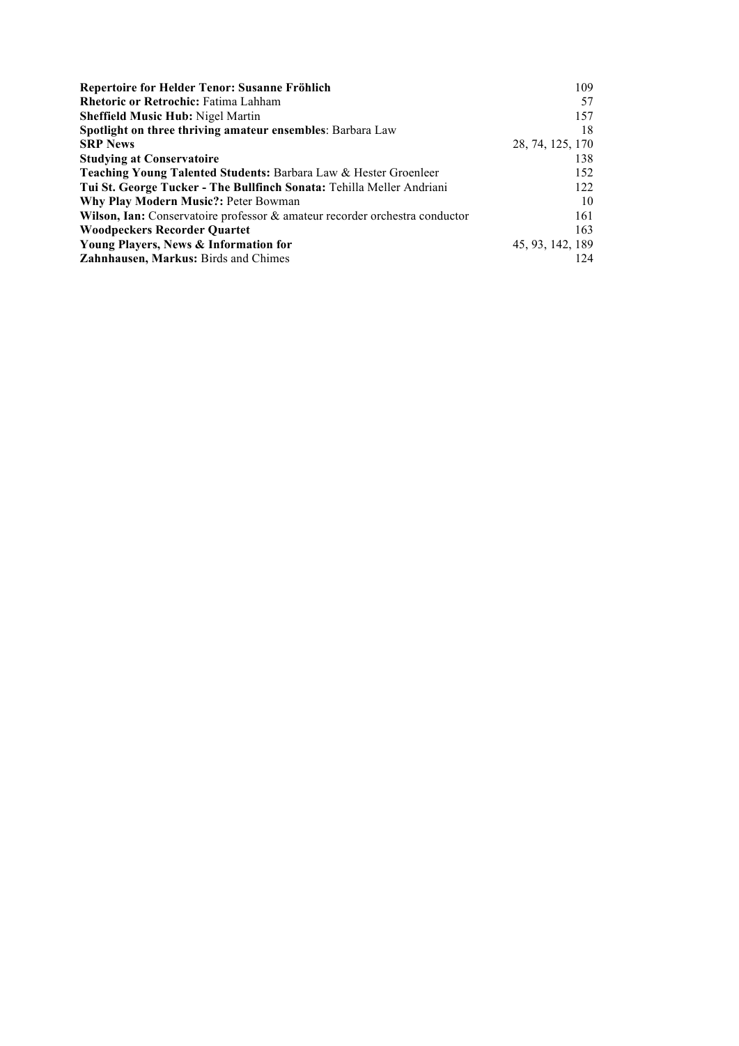| | |
|---|---|
| **Repertoire for Helder Tenor: Susanne Fröhlich** | 109 |
| **Rhetoric or Retrochic:** Fatima Lahham | 57 |
| **Sheffield Music Hub:** Nigel Martin | 157 |
| **Spotlight on three thriving amateur ensembles**: Barbara Law | 18 |
| **SRP News** | 28, 74, 125, 170 |
| **Studying at Conservatoire** | 138 |
| **Teaching Young Talented Students:** Barbara Law & Hester Groenleer | 152 |
| **Tui St. George Tucker - The Bullfinch Sonata:** Tehilla Meller Andriani | 122 |
| **Why Play Modern Music?:** Peter Bowman | 10 |
| **Wilson, Ian:** Conservatoire professor & amateur recorder orchestra conductor | 161 |
| **Woodpeckers Recorder Quartet** | 163 |
| **Young Players, News & Information for** | 45, 93, 142, 189 |
| **Zahnhausen, Markus:** Birds and Chimes | 124 |